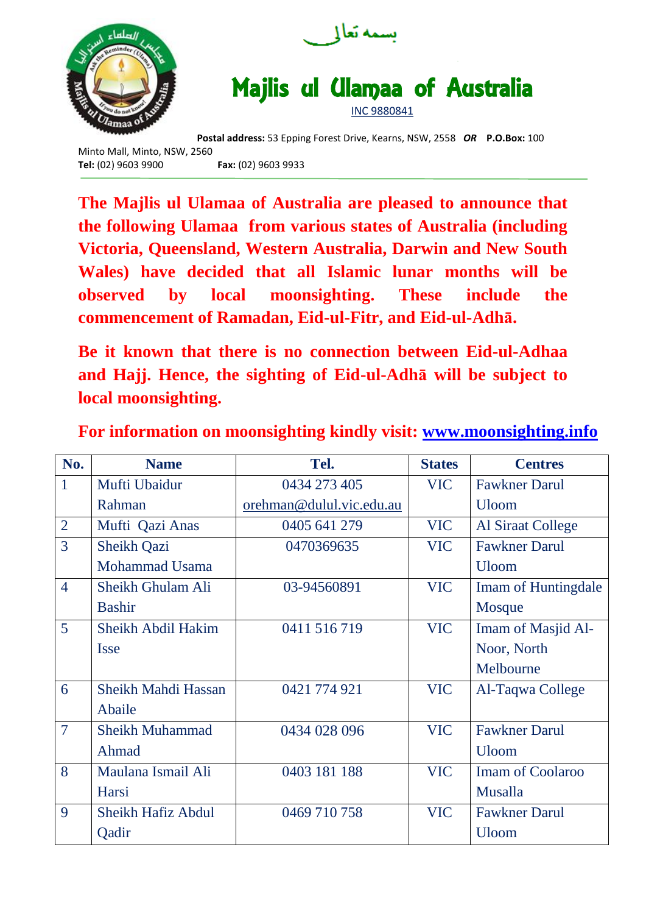بسمه تعالى

# Majlis ul Ulamaa of Australia

INC 9880841

**Postal address:** 53 Epping Forest Drive, Kearns, NSW, 2558 ***OR*** **P.O.Box:** 100 Minto Mall, Minto, NSW, 2560
**Tel:** (02) 9603 9900 **Fax:** (02) 9603 9933

**The Majlis ul Ulamaa of Australia are pleased to announce that the following Ulamaa from various states of Australia (including Victoria, Queensland, Western Australia, Darwin and New South Wales) have decided that all Islamic lunar months will be observed by local moonsighting. These include the commencement of Ramadan, Eid-ul-Fitr, and Eid-ul-Adhā.**

**Be it known that there is no connection between Eid-ul-Adhaa and Hajj. Hence, the sighting of Eid-ul-Adhā will be subject to local moonsighting.**

**For information on moonsighting kindly visit: www.moonsighting.info**

| No. | Name | Tel. | States | Centres |
|---|---|---|---|---|
| 1 | Mufti Ubaidur Rahman | 0434 273 405 orehman@dulul.vic.edu.au | VIC | Fawkner Darul Uloom |
| 2 | Mufti Qazi Anas | 0405 641 279 | VIC | Al Siraat College |
| 3 | Sheikh Qazi Mohammad Usama | 0470369635 | VIC | Fawkner Darul Uloom |
| 4 | Sheikh Ghulam Ali Bashir | 03-94560891 | VIC | Imam of Huntingdale Mosque |
| 5 | Sheikh Abdil Hakim Isse | 0411 516 719 | VIC | Imam of Masjid Al-Noor, North Melbourne |
| 6 | Sheikh Mahdi Hassan Abaile | 0421 774 921 | VIC | Al-Taqwa College |
| 7 | Sheikh Muhammad Ahmad | 0434 028 096 | VIC | Fawkner Darul Uloom |
| 8 | Maulana Ismail Ali Harsi | 0403 181 188 | VIC | Imam of Coolaroo Musalla |
| 9 | Sheikh Hafiz Abdul Qadir | 0469 710 758 | VIC | Fawkner Darul Uloom |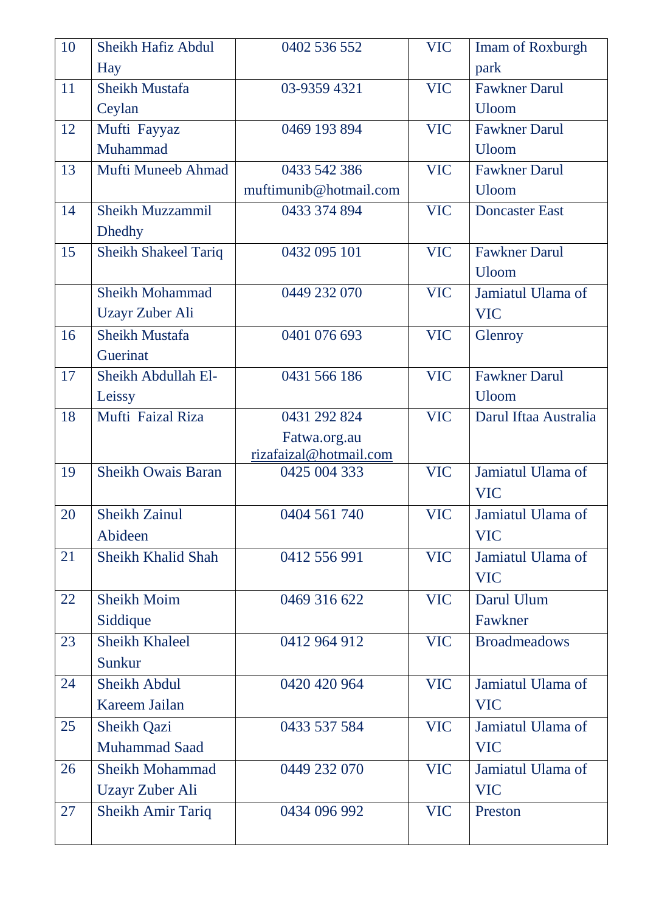| | | | | |
|---|---|---|---|---|
| 10 | Sheikh Hafiz Abdul Hay | 0402 536 552 | VIC | Imam of Roxburgh park |
| 11 | Sheikh Mustafa Ceylan | 03-9359 4321 | VIC | Fawkner Darul Uloom |
| 12 | Mufti Fayyaz Muhammad | 0469 193 894 | VIC | Fawkner Darul Uloom |
| 13 | Mufti Muneeb Ahmad | 0433 542 386 muftimunib@hotmail.com | VIC | Fawkner Darul Uloom |
| 14 | Sheikh Muzzammil Dhedhy | 0433 374 894 | VIC | Doncaster East |
| 15 | Sheikh Shakeel Tariq | 0432 095 101 | VIC | Fawkner Darul Uloom |
| | Sheikh Mohammad Uzayr Zuber Ali | 0449 232 070 | VIC | Jamiatul Ulama of VIC |
| 16 | Sheikh Mustafa Guerinat | 0401 076 693 | VIC | Glenroy |
| 17 | Sheikh Abdullah El-Leissy | 0431 566 186 | VIC | Fawkner Darul Uloom |
| 18 | Mufti Faizal Riza | 0431 292 824 Fatwa.org.au rizafaizal@hotmail.com | VIC | Darul Iftaa Australia |
| 19 | Sheikh Owais Baran | 0425 004 333 | VIC | Jamiatul Ulama of VIC |
| 20 | Sheikh Zainul Abideen | 0404 561 740 | VIC | Jamiatul Ulama of VIC |
| 21 | Sheikh Khalid Shah | 0412 556 991 | VIC | Jamiatul Ulama of VIC |
| 22 | Sheikh Moim Siddique | 0469 316 622 | VIC | Darul Ulum Fawkner |
| 23 | Sheikh Khaleel Sunkur | 0412 964 912 | VIC | Broadmeadows |
| 24 | Sheikh Abdul Kareem Jailan | 0420 420 964 | VIC | Jamiatul Ulama of VIC |
| 25 | Sheikh Qazi Muhammad Saad | 0433 537 584 | VIC | Jamiatul Ulama of VIC |
| 26 | Sheikh Mohammad Uzayr Zuber Ali | 0449 232 070 | VIC | Jamiatul Ulama of VIC |
| 27 | Sheikh Amir Tariq | 0434 096 992 | VIC | Preston |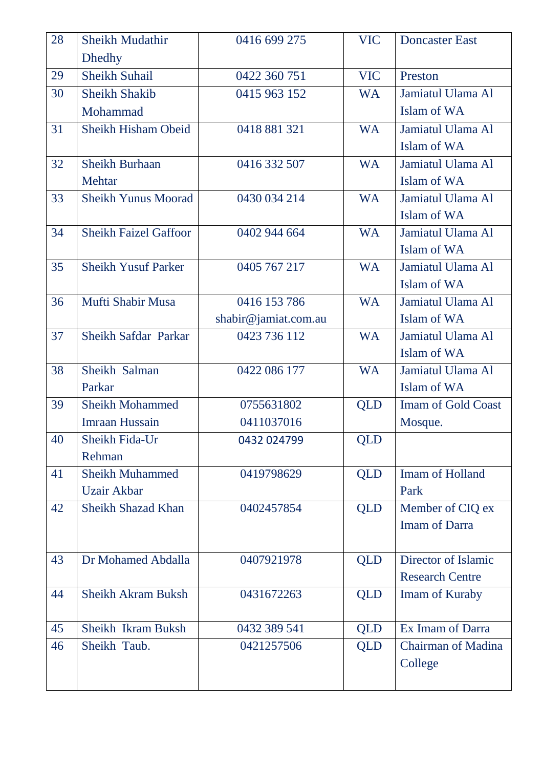| | | | | |
|---|---|---|---|---|
| 28 | Sheikh Mudathir Dhedhy | 0416 699 275 | VIC | Doncaster East |
| 29 | Sheikh Suhail | 0422 360 751 | VIC | Preston |
| 30 | Sheikh Shakib Mohammad | 0415 963 152 | WA | Jamiatul Ulama Al Islam of WA |
| 31 | Sheikh Hisham Obeid | 0418 881 321 | WA | Jamiatul Ulama Al Islam of WA |
| 32 | Sheikh Burhaan Mehtar | 0416 332 507 | WA | Jamiatul Ulama Al Islam of WA |
| 33 | Sheikh Yunus Moorad | 0430 034 214 | WA | Jamiatul Ulama Al Islam of WA |
| 34 | Sheikh Faizel Gaffoor | 0402 944 664 | WA | Jamiatul Ulama Al Islam of WA |
| 35 | Sheikh Yusuf Parker | 0405 767 217 | WA | Jamiatul Ulama Al Islam of WA |
| 36 | Mufti Shabir Musa | 0416 153 786 shabir@jamiat.com.au | WA | Jamiatul Ulama Al Islam of WA |
| 37 | Sheikh Safdar Parkar | 0423 736 112 | WA | Jamiatul Ulama Al Islam of WA |
| 38 | Sheikh Salman Parkar | 0422 086 177 | WA | Jamiatul Ulama Al Islam of WA |
| 39 | Sheikh Mohammed Imraan Hussain | 0755631802 0411037016 | QLD | Imam of Gold Coast Mosque. |
| 40 | Sheikh Fida-Ur Rehman | 0432 024799 | QLD | |
| 41 | Sheikh Muhammed Uzair Akbar | 0419798629 | QLD | Imam of Holland Park |
| 42 | Sheikh Shazad Khan | 0402457854 | QLD | Member of CIQ ex Imam of Darra |
| 43 | Dr Mohamed Abdalla | 0407921978 | QLD | Director of Islamic Research Centre |
| 44 | Sheikh Akram Buksh | 0431672263 | QLD | Imam of Kuraby |
| 45 | Sheikh Ikram Buksh | 0432 389 541 | QLD | Ex Imam of Darra |
| 46 | Sheikh Taub. | 0421257506 | QLD | Chairman of Madina College |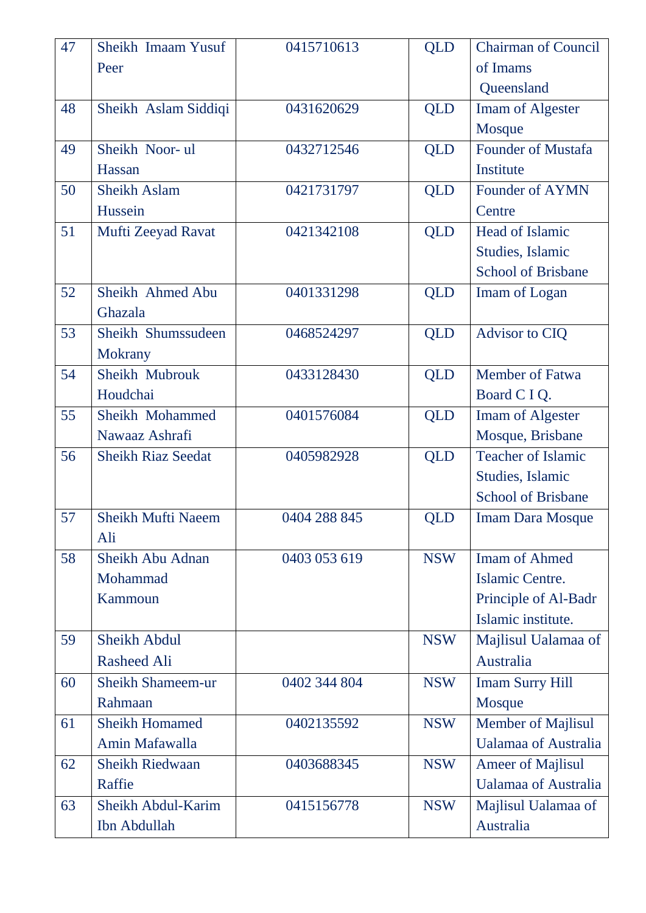| | | | | |
|---|---|---|---|---|
| 47 | Sheikh Imaam Yusuf Peer | 0415710613 | QLD | Chairman of Council of Imams Queensland |
| 48 | Sheikh Aslam Siddiqi | 0431620629 | QLD | Imam of Algester Mosque |
| 49 | Sheikh Noor- ul Hassan | 0432712546 | QLD | Founder of Mustafa Institute |
| 50 | Sheikh Aslam Hussein | 0421731797 | QLD | Founder of AYMN Centre |
| 51 | Mufti Zeeyad Ravat | 0421342108 | QLD | Head of Islamic Studies, Islamic School of Brisbane |
| 52 | Sheikh Ahmed Abu Ghazala | 0401331298 | QLD | Imam of Logan |
| 53 | Sheikh Shumssudeen Mokrany | 0468524297 | QLD | Advisor to CIQ |
| 54 | Sheikh Mubrouk Houdchai | 0433128430 | QLD | Member of Fatwa Board C I Q. |
| 55 | Sheikh Mohammed Nawaaz Ashrafi | 0401576084 | QLD | Imam of Algester Mosque, Brisbane |
| 56 | Sheikh Riaz Seedat | 0405982928 | QLD | Teacher of Islamic Studies, Islamic School of Brisbane |
| 57 | Sheikh Mufti Naeem Ali | 0404 288 845 | QLD | Imam Dara Mosque |
| 58 | Sheikh Abu Adnan Mohammad Kammoun | 0403 053 619 | NSW | Imam of Ahmed Islamic Centre. Principle of Al-Badr Islamic institute. |
| 59 | Sheikh Abdul Rasheed Ali | | NSW | Majlisul Ualamaa of Australia |
| 60 | Sheikh Shameem-ur Rahmaan | 0402 344 804 | NSW | Imam Surry Hill Mosque |
| 61 | Sheikh Homamed Amin Mafawalla | 0402135592 | NSW | Member of Majlisul Ualamaa of Australia |
| 62 | Sheikh Riedwaan Raffie | 0403688345 | NSW | Ameer of Majlisul Ualamaa of Australia |
| 63 | Sheikh Abdul-Karim Ibn Abdullah | 0415156778 | NSW | Majlisul Ualamaa of Australia |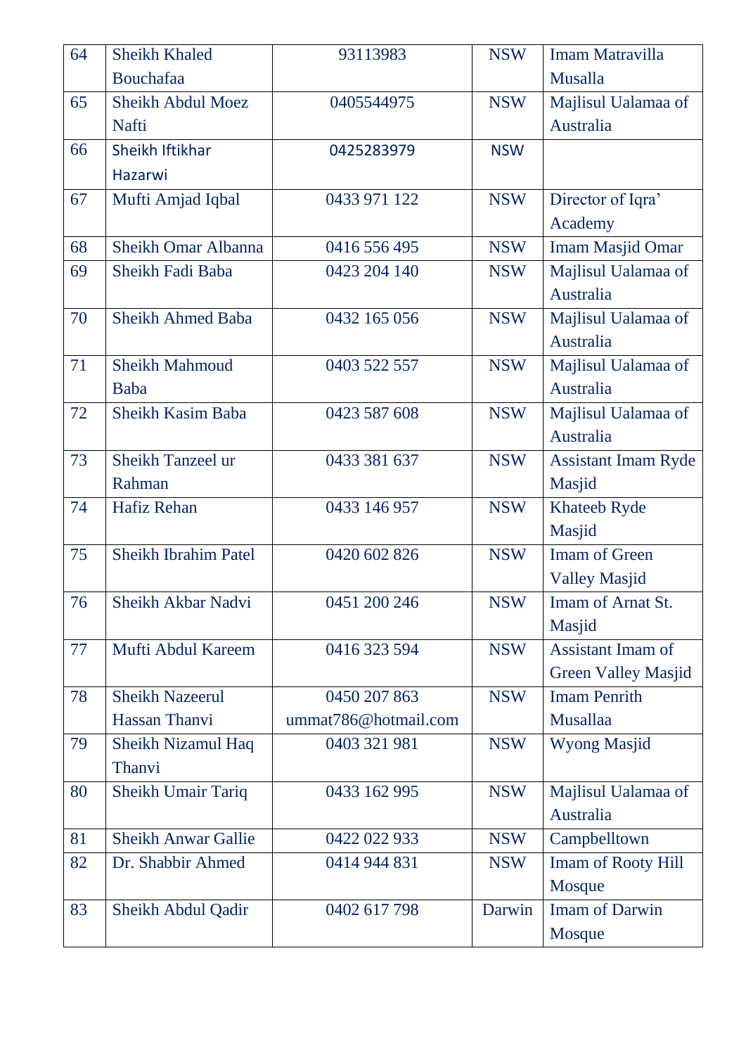| | | | | |
|---|---|---|---|---|
| 64 | Sheikh Khaled Bouchafaa | 93113983 | NSW | Imam Matravilla Musalla |
| 65 | Sheikh Abdul Moez Nafti | 0405544975 | NSW | Majlisul Ualamaa of Australia |
| 66 | Sheikh Iftikhar Hazarwi | 0425283979 | NSW | |
| 67 | Mufti Amjad Iqbal | 0433 971 122 | NSW | Director of Iqra' Academy |
| 68 | Sheikh Omar Albanna | 0416 556 495 | NSW | Imam Masjid Omar |
| 69 | Sheikh Fadi Baba | 0423 204 140 | NSW | Majlisul Ualamaa of Australia |
| 70 | Sheikh Ahmed Baba | 0432 165 056 | NSW | Majlisul Ualamaa of Australia |
| 71 | Sheikh Mahmoud Baba | 0403 522 557 | NSW | Majlisul Ualamaa of Australia |
| 72 | Sheikh Kasim Baba | 0423 587 608 | NSW | Majlisul Ualamaa of Australia |
| 73 | Sheikh Tanzeel ur Rahman | 0433 381 637 | NSW | Assistant Imam Ryde Masjid |
| 74 | Hafiz Rehan | 0433 146 957 | NSW | Khateeb Ryde Masjid |
| 75 | Sheikh Ibrahim Patel | 0420 602 826 | NSW | Imam of Green Valley Masjid |
| 76 | Sheikh Akbar Nadvi | 0451 200 246 | NSW | Imam of Arnat St. Masjid |
| 77 | Mufti Abdul Kareem | 0416 323 594 | NSW | Assistant Imam of Green Valley Masjid |
| 78 | Sheikh Nazeerul Hassan Thanvi | 0450 207 863 ummat786@hotmail.com | NSW | Imam Penrith Musallaa |
| 79 | Sheikh Nizamul Haq Thanvi | 0403 321 981 | NSW | Wyong Masjid |
| 80 | Sheikh Umair Tariq | 0433 162 995 | NSW | Majlisul Ualamaa of Australia |
| 81 | Sheikh Anwar Gallie | 0422 022 933 | NSW | Campbelltown |
| 82 | Dr. Shabbir Ahmed | 0414 944 831 | NSW | Imam of Rooty Hill Mosque |
| 83 | Sheikh Abdul Qadir | 0402 617 798 | Darwin | Imam of Darwin Mosque |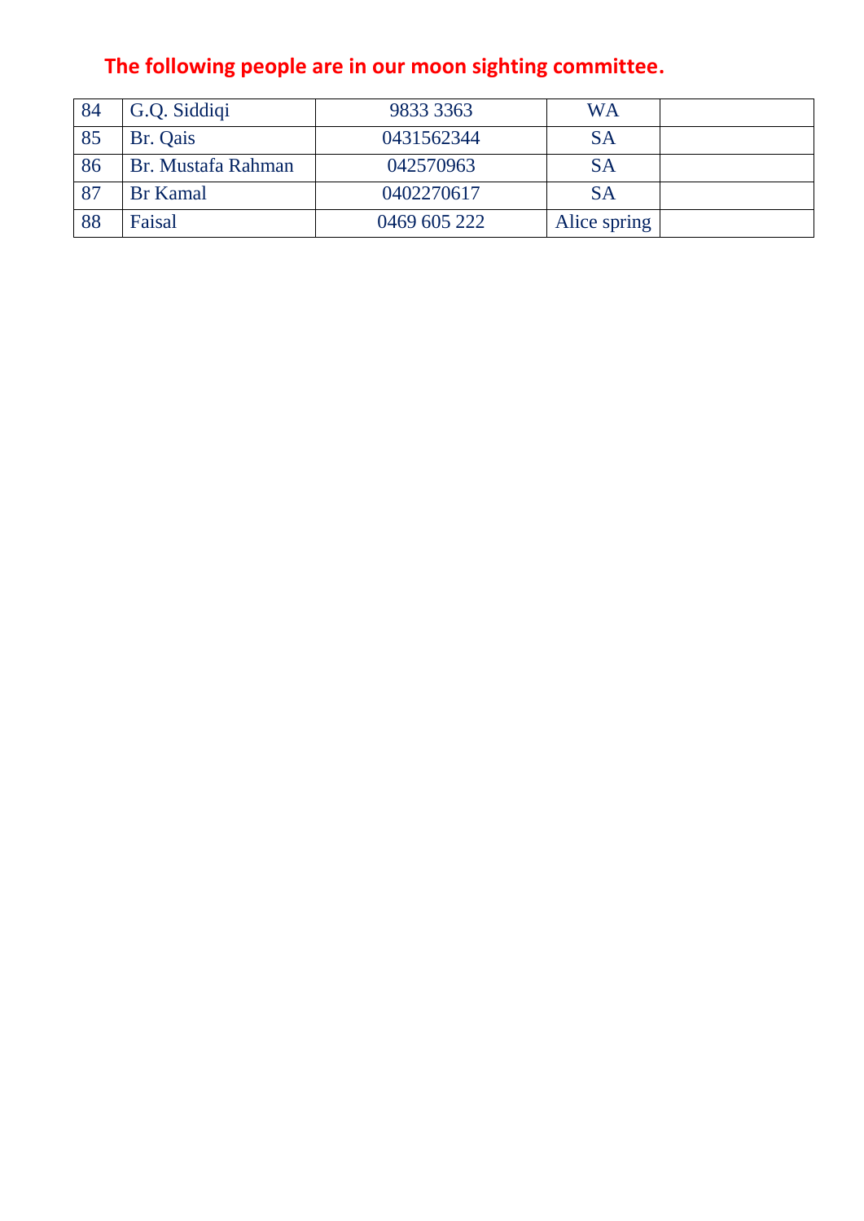**The following people are in our moon sighting committee.**

| | | | | |
|---|---|---|---|---|
| 84 | G.Q. Siddiqi | 9833 3363 | WA | |
| 85 | Br. Qais | 0431562344 | SA | |
| 86 | Br. Mustafa Rahman | 042570963 | SA | |
| 87 | Br Kamal | 0402270617 | SA | |
| 88 | Faisal | 0469 605 222 | Alice spring | |